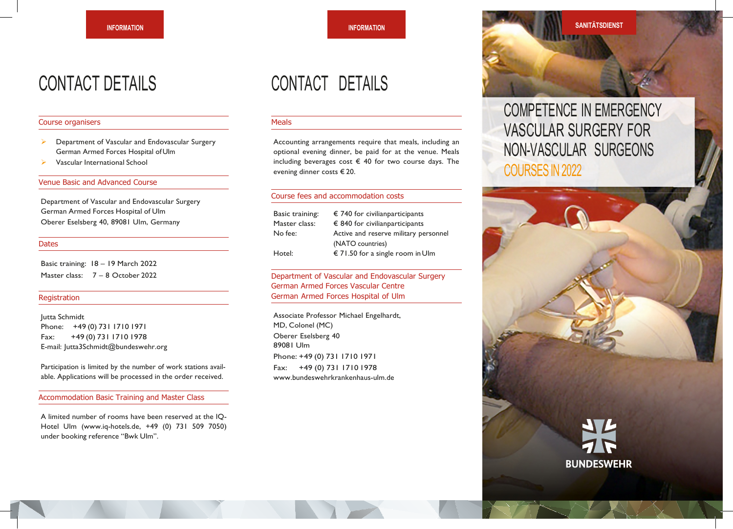INFORMATION

# CONTACT DETAILS

## Course organisers

- Department of Vascular and Endovascular Surgery German Armed Forces Hospital of Ulm
- Vascular International School

## Venue Basic and Advanced Course

Department of Vascular and Endovascular Surgery
German Armed Forces Hospital of Ulm
Oberer Eselsberg 40, 89081 Ulm, Germany

## Dates

Basic training: 18 – 19 March 2022
Master class: 7 – 8 October 2022

## Registration

Jutta Schmidt
Phone: +49 (0) 731 1710 1971
Fax: +49 (0) 731 1710 1978
E-mail: Jutta3Schmidt@bundeswehr.org

Participation is limited by the number of work stations available. Applications will be processed in the order received.

## Accommodation Basic Training and Master Class

A limited number of rooms have been reserved at the IQ-Hotel Ulm (www.iq-hotels.de, +49 (0) 731 509 7050) under booking reference "Bwk Ulm".

INFORMATION

# CONTACT DETAILS

## Meals

Accounting arrangements require that meals, including an optional evening dinner, be paid for at the venue. Meals including beverages cost € 40 for two course days. The evening dinner costs € 20.

## Course fees and accommodation costs

| | |
|---|---|
| Basic training: | € 740 for civilianparticipants |
| Master class: | € 840 for civilianparticipants |
| No fee: | Active and reserve military personnel (NATO countries) |
| Hotel: | € 71.50 for a single room in Ulm |

## Department of Vascular and Endovascular Surgery German Armed Forces Vascular Centre German Armed Forces Hospital of Ulm

Associate Professor Michael Engelhardt,
MD, Colonel (MC)
Oberer Eselsberg 40
89081 Ulm
Phone: +49 (0) 731 1710 1971
Fax: +49 (0) 731 1710 1978
www.bundeswehrkrankenhaus-ulm.de

SANITÄTSDIENST

# COMPETENCE IN EMERGENCY VASCULAR SURGERY FOR NON-VASCULAR SURGEONS

## COURSES IN 2022

BUNDESWEHR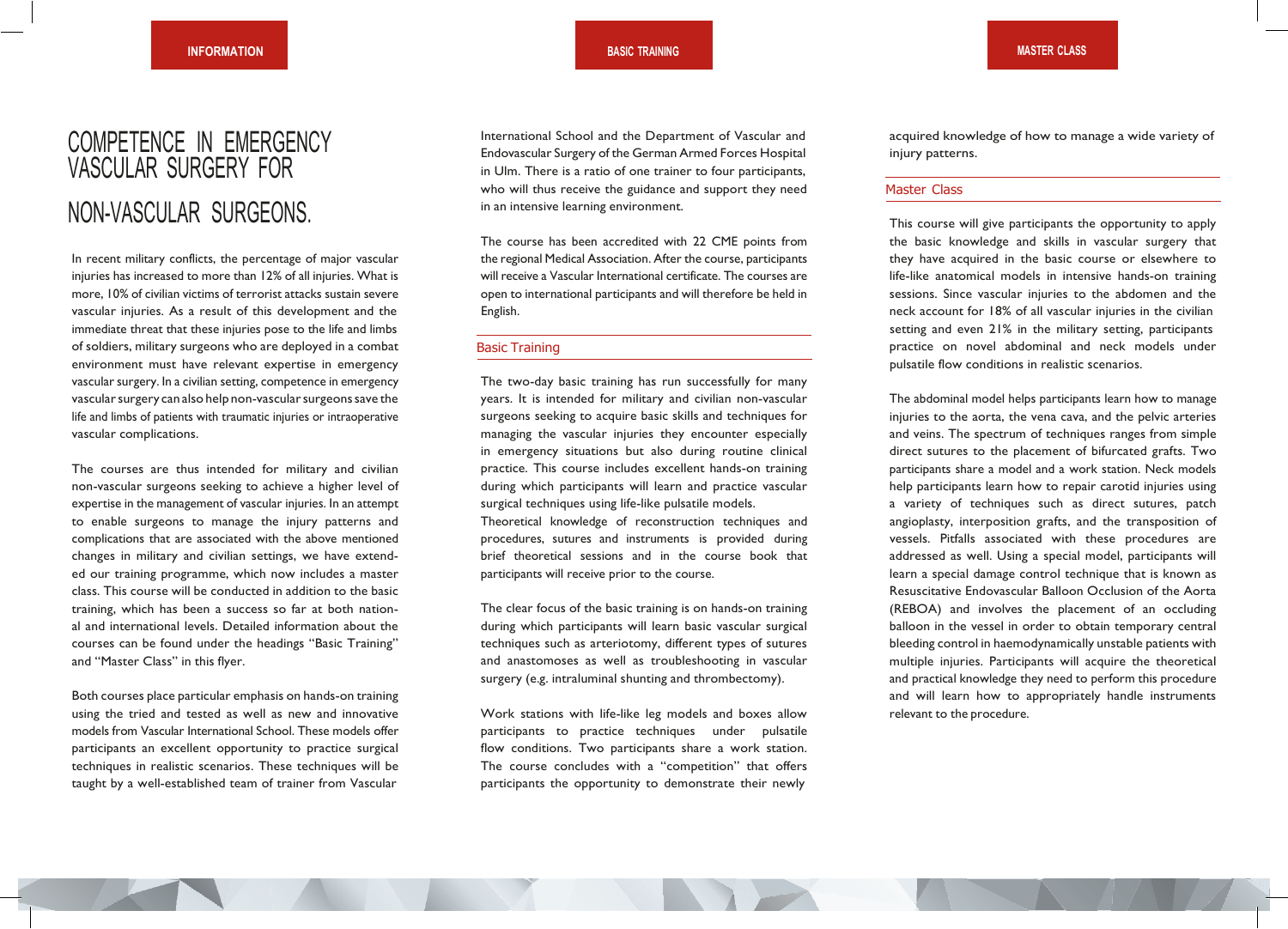INFORMATION

# COMPETENCE IN EMERGENCY VASCULAR SURGERY FOR NON-VASCULAR SURGEONS.

In recent military conflicts, the percentage of major vascular injuries has increased to more than 12% of all injuries. What is more, 10% of civilian victims of terrorist attacks sustain severe vascular injuries. As a result of this development and the immediate threat that these injuries pose to the life and limbs of soldiers, military surgeons who are deployed in a combat environment must have relevant expertise in emergency vascular surgery. In a civilian setting, competence in emergency vascular surgery can also help non-vascular surgeons save the life and limbs of patients with traumatic injuries or intraoperative vascular complications.

The courses are thus intended for military and civilian non-vascular surgeons seeking to achieve a higher level of expertise in the management of vascular injuries. In an attempt to enable surgeons to manage the injury patterns and complications that are associated with the above mentioned changes in military and civilian settings, we have extended our training programme, which now includes a master class. This course will be conducted in addition to the basic training, which has been a success so far at both national and international levels. Detailed information about the courses can be found under the headings "Basic Training" and "Master Class" in this flyer.

Both courses place particular emphasis on hands-on training using the tried and tested as well as new and innovative models from Vascular International School. These models offer participants an excellent opportunity to practice surgical techniques in realistic scenarios. These techniques will be taught by a well-established team of trainer from Vascular International School and the Department of Vascular and Endovascular Surgery of the German Armed Forces Hospital in Ulm. There is a ratio of one trainer to four participants, who will thus receive the guidance and support they need in an intensive learning environment.

The course has been accredited with 22 CME points from the regional Medical Association. After the course, participants will receive a Vascular International certificate. The courses are open to international participants and will therefore be held in English.

BASIC TRAINING

## Basic Training

The two-day basic training has run successfully for many years. It is intended for military and civilian non-vascular surgeons seeking to acquire basic skills and techniques for managing the vascular injuries they encounter especially in emergency situations but also during routine clinical practice. This course includes excellent hands-on training during which participants will learn and practice vascular surgical techniques using life-like pulsatile models.
Theoretical knowledge of reconstruction techniques and procedures, sutures and instruments is provided during brief theoretical sessions and in the course book that participants will receive prior to the course.

The clear focus of the basic training is on hands-on training during which participants will learn basic vascular surgical techniques such as arteriotomy, different types of sutures and anastomoses as well as troubleshooting in vascular surgery (e.g. intraluminal shunting and thrombectomy).

Work stations with life-like leg models and boxes allow participants to practice techniques under pulsatile flow conditions. Two participants share a work station. The course concludes with a "competition" that offers participants the opportunity to demonstrate their newly acquired knowledge of how to manage a wide variety of injury patterns.

MASTER CLASS

## Master Class

This course will give participants the opportunity to apply the basic knowledge and skills in vascular surgery that they have acquired in the basic course or elsewhere to life-like anatomical models in intensive hands-on training sessions. Since vascular injuries to the abdomen and the neck account for 18% of all vascular injuries in the civilian setting and even 21% in the military setting, participants practice on novel abdominal and neck models under pulsatile flow conditions in realistic scenarios.

The abdominal model helps participants learn how to manage injuries to the aorta, the vena cava, and the pelvic arteries and veins. The spectrum of techniques ranges from simple direct sutures to the placement of bifurcated grafts. Two participants share a model and a work station. Neck models help participants learn how to repair carotid injuries using a variety of techniques such as direct sutures, patch angioplasty, interposition grafts, and the transposition of vessels. Pitfalls associated with these procedures are addressed as well. Using a special model, participants will learn a special damage control technique that is known as Resuscitative Endovascular Balloon Occlusion of the Aorta (REBOA) and involves the placement of an occluding balloon in the vessel in order to obtain temporary central bleeding control in haemodynamically unstable patients with multiple injuries. Participants will acquire the theoretical and practical knowledge they need to perform this procedure and will learn how to appropriately handle instruments relevant to the procedure.